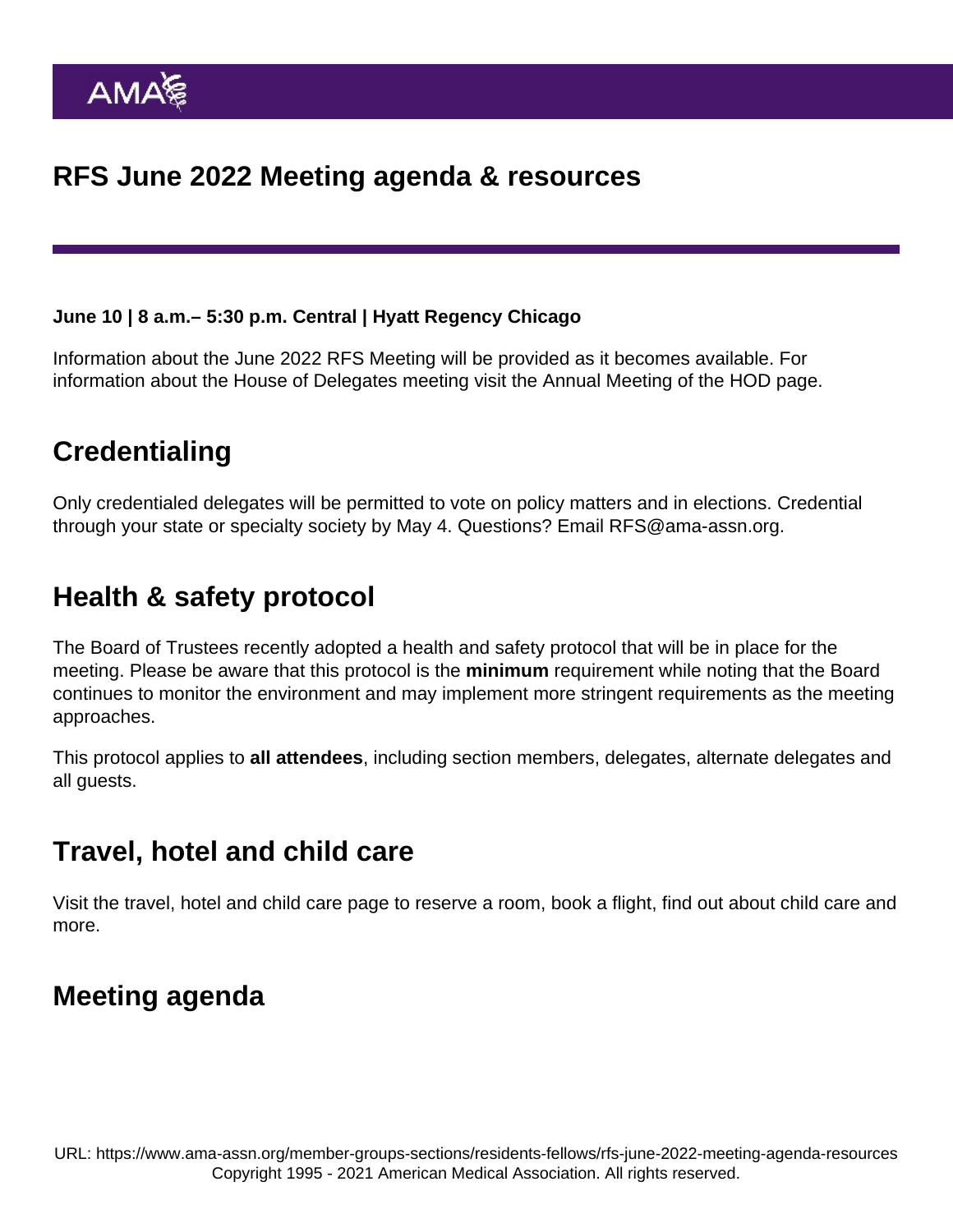# RFS June 2022 Meeting agenda & resources

**June 10 | 8 a.m.– 5:30 p.m. Central | Hyatt Regency Chicago**

Information about the June 2022 RFS Meeting will be provided as it becomes available. For information about the House of Delegates meeting visit the Annual Meeting of the HOD page.

## Credentialing

Only credentialed delegates will be permitted to vote on policy matters and in elections. Credential through your state or specialty society by May 4. Questions? Email RFS@ama-assn.org.

## Health & safety protocol

The Board of Trustees recently adopted a health and safety protocol that will be in place for the meeting. Please be aware that this protocol is the **minimum** requirement while noting that the Board continues to monitor the environment and may implement more stringent requirements as the meeting approaches.

This protocol applies to **all attendees**, including section members, delegates, alternate delegates and all guests.

## Travel, hotel and child care

Visit the travel, hotel and child care page to reserve a room, book a flight, find out about child care and more.

## Meeting agenda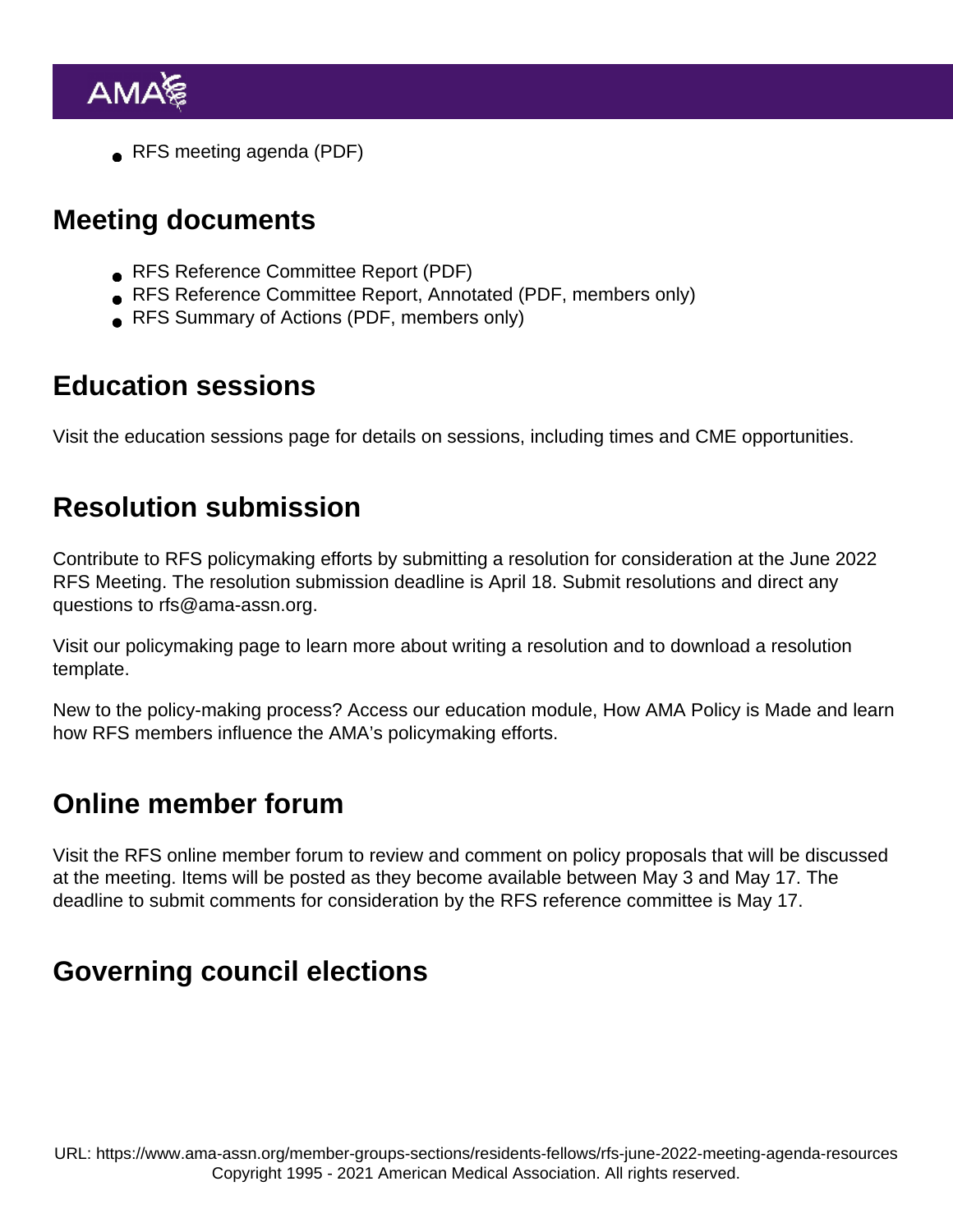- RFS meeting agenda (PDF)

## Meeting documents

- RFS Reference Committee Report (PDF)
- RFS Reference Committee Report, Annotated (PDF, members only)
- RFS Summary of Actions (PDF, members only)

## Education sessions

Visit the education sessions page for details on sessions, including times and CME opportunities.

## Resolution submission

Contribute to RFS policymaking efforts by submitting a resolution for consideration at the June 2022 RFS Meeting. The resolution submission deadline is April 18. Submit resolutions and direct any questions to rfs@ama-assn.org.

Visit our policymaking page to learn more about writing a resolution and to download a resolution template.

New to the policy-making process? Access our education module, How AMA Policy is Made and learn how RFS members influence the AMA's policymaking efforts.

## Online member forum

Visit the RFS online member forum to review and comment on policy proposals that will be discussed at the meeting. Items will be posted as they become available between May 3 and May 17. The deadline to submit comments for consideration by the RFS reference committee is May 17.

## Governing council elections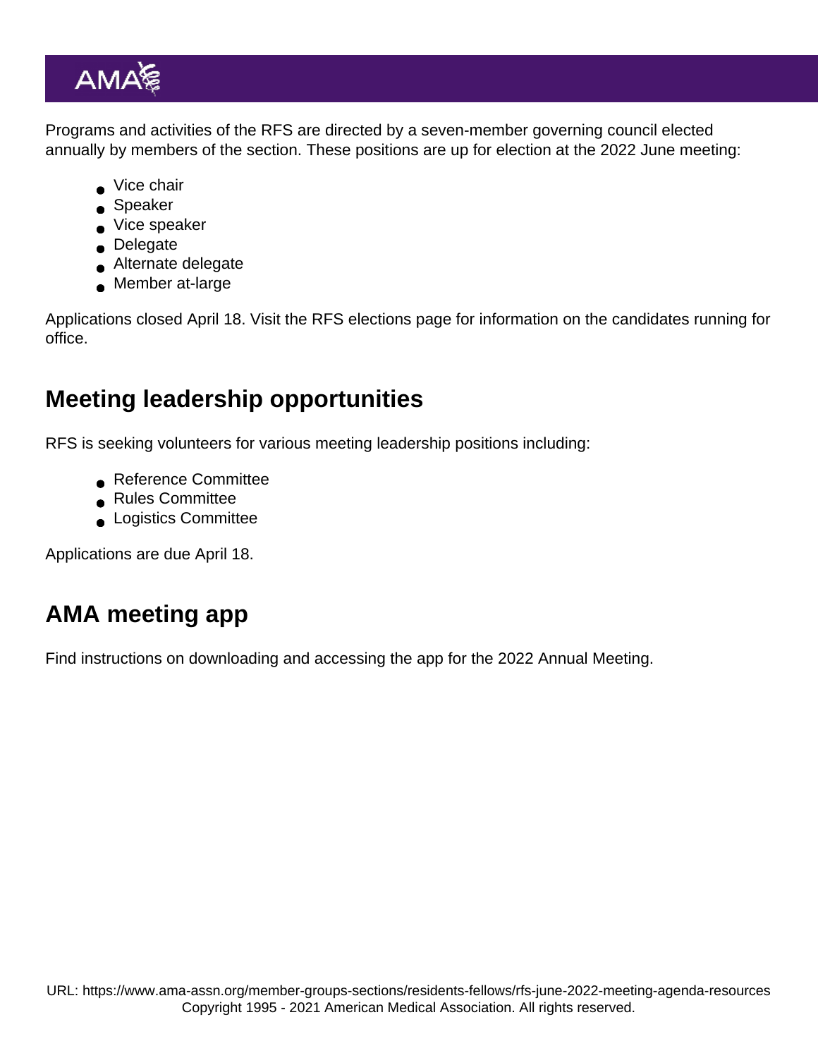Programs and activities of the RFS are directed by a seven-member governing council elected annually by members of the section. These positions are up for election at the 2022 June meeting:

- Vice chair
- Speaker
- Vice speaker
- Delegate
- Alternate delegate
- Member at-large

Applications closed April 18. Visit the RFS elections page for information on the candidates running for office.

## Meeting leadership opportunities

RFS is seeking volunteers for various meeting leadership positions including:

- Reference Committee
- Rules Committee
- Logistics Committee

Applications are due April 18.

## AMA meeting app

Find instructions on downloading and accessing the app for the 2022 Annual Meeting.